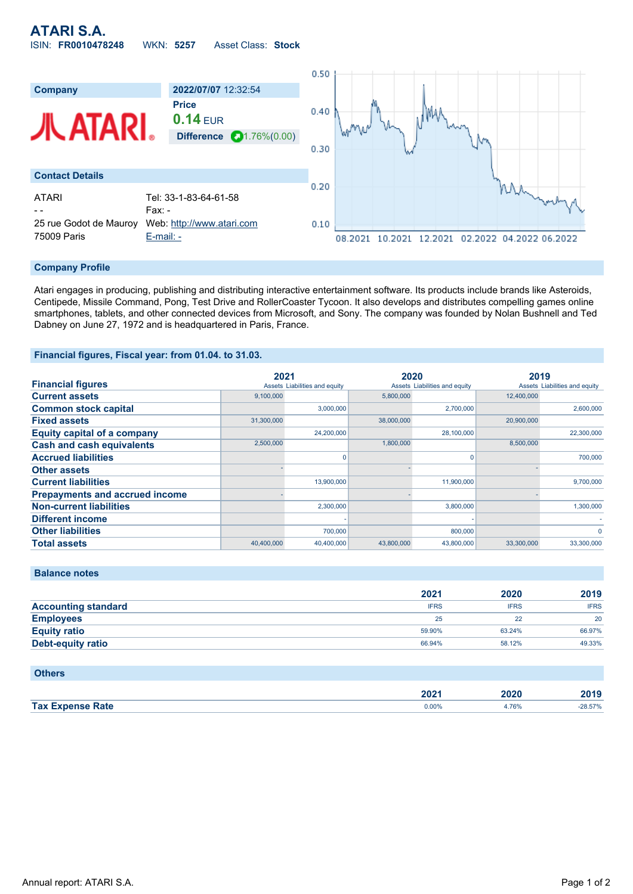# ATARI S.A.

ISIN: **FR0010478248** WKN: **5257** Asset Class: **Stock**

| Company | 2022/07/07 12:32:54 |
|---|---|
| | **Price** |
| | **0.14** EUR |
| | **Difference** 1.76%(0.00) |

## Contact Details

| | |
|---|---|
| ATARI | Tel: 33-1-83-64-61-58 |
| - - | Fax: - |
| 25 rue Godot de Mauroy | Web: http://www.atari.com |
| 75009 Paris | E-mail: - |

## Company Profile

Atari engages in producing, publishing and distributing interactive entertainment software. Its products include brands like Asteroids, Centipede, Missile Command, Pong, Test Drive and RollerCoaster Tycoon. It also develops and distributes compelling games online smartphones, tablets, and other connected devices from Microsoft, and Sony. The company was founded by Nolan Bushnell and Ted Dabney on June 27, 1972 and is headquartered in Paris, France.

## Financial figures, Fiscal year: from 01.04. to 31.03.

| Financial figures | 2021 Assets | 2021 Liabilities and equity | 2020 Assets | 2020 Liabilities and equity | 2019 Assets | 2019 Liabilities and equity |
|---|---|---|---|---|---|---|
| **Current assets** | 9,100,000 | | 5,800,000 | | 12,400,000 | |
| **Common stock capital** | | 3,000,000 | | 2,700,000 | | 2,600,000 |
| **Fixed assets** | 31,300,000 | | 38,000,000 | | 20,900,000 | |
| **Equity capital of a company** | | 24,200,000 | | 28,100,000 | | 22,300,000 |
| **Cash and cash equivalents** | 2,500,000 | | 1,800,000 | | 8,500,000 | |
| **Accrued liabilities** | | 0 | | 0 | | 700,000 |
| **Other assets** | - | | - | | - | |
| **Current liabilities** | | 13,900,000 | | 11,900,000 | | 9,700,000 |
| **Prepayments and accrued income** | - | | - | | - | |
| **Non-current liabilities** | | 2,300,000 | | 3,800,000 | | 1,300,000 |
| **Different income** | | - | | - | | - |
| **Other liabilities** | | 700,000 | | 800,000 | | 0 |
| **Total assets** | 40,400,000 | 40,400,000 | 43,800,000 | 43,800,000 | 33,300,000 | 33,300,000 |

## Balance notes

| | 2021 | 2020 | 2019 |
|---|---|---|---|
| **Accounting standard** | IFRS | IFRS | IFRS |
| **Employees** | 25 | 22 | 20 |
| **Equity ratio** | 59.90% | 63.24% | 66.97% |
| **Debt-equity ratio** | 66.94% | 58.12% | 49.33% |

## Others

| | 2021 | 2020 | 2019 |
|---|---|---|---|
| **Tax Expense Rate** | 0.00% | 4.76% | -28.57% |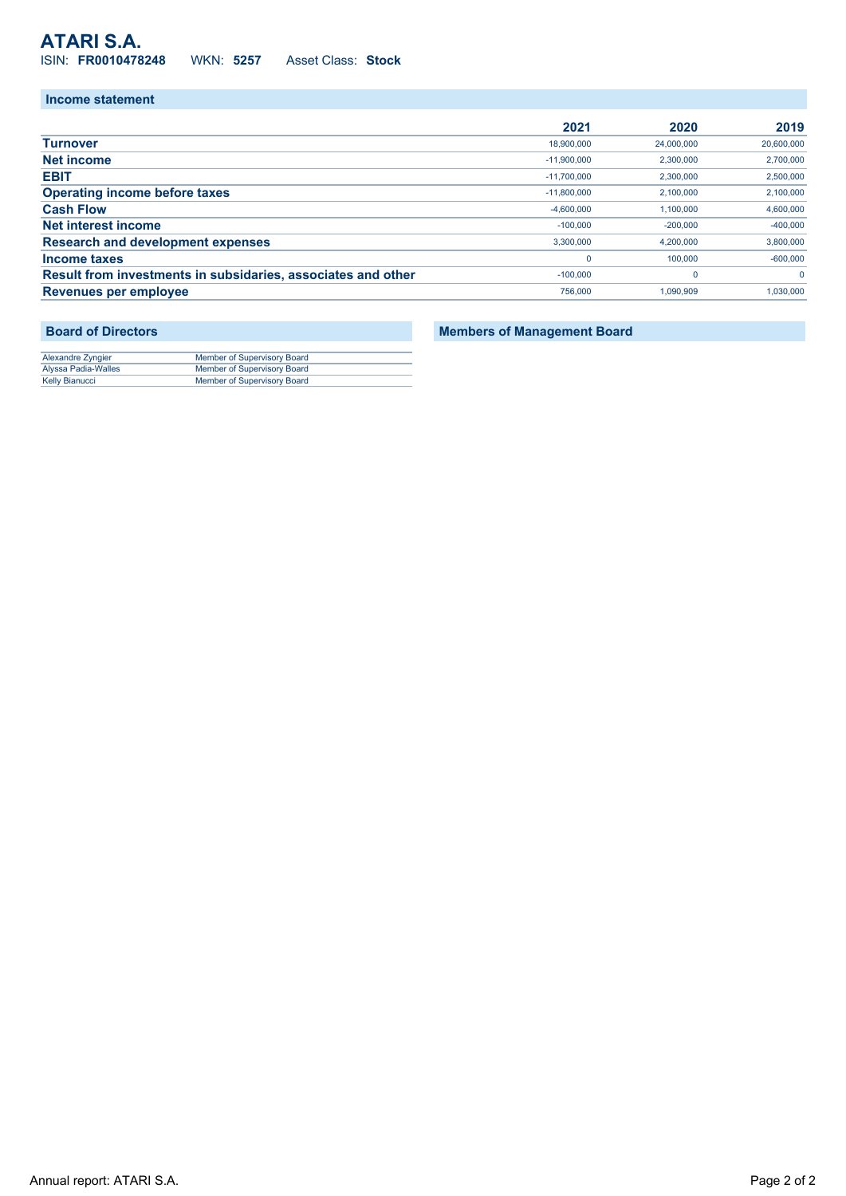# ATARI S.A.

ISIN: **FR0010478248** WKN: **5257** Asset Class: **Stock**

## Income statement

| | 2021 | 2020 | 2019 |
|---|---|---|---|
| **Turnover** | 18,900,000 | 24,000,000 | 20,600,000 |
| **Net income** | -11,900,000 | 2,300,000 | 2,700,000 |
| **EBIT** | -11,700,000 | 2,300,000 | 2,500,000 |
| **Operating income before taxes** | -11,800,000 | 2,100,000 | 2,100,000 |
| **Cash Flow** | -4,600,000 | 1,100,000 | 4,600,000 |
| **Net interest income** | -100,000 | -200,000 | -400,000 |
| **Research and development expenses** | 3,300,000 | 4,200,000 | 3,800,000 |
| **Income taxes** | 0 | 100,000 | -600,000 |
| **Result from investments in subsidaries, associates and other** | -100,000 | 0 | 0 |
| **Revenues per employee** | 756,000 | 1,090,909 | 1,030,000 |

## Board of Directors

| | |
|---|---|
| Alexandre Zyngier | Member of Supervisory Board |
| Alyssa Padia-Walles | Member of Supervisory Board |
| Kelly Bianucci | Member of Supervisory Board |

## Members of Management Board

Annual report: ATARI S.A.